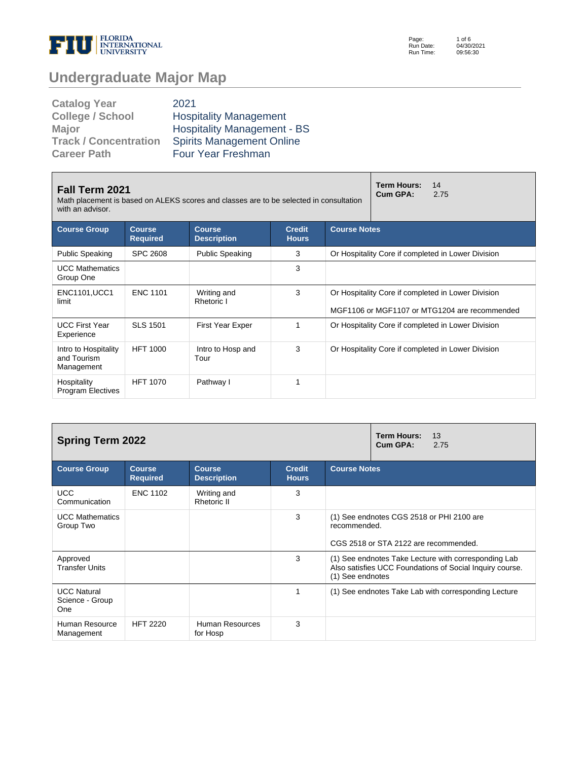# Undergraduate Major Map

| | |
|---|---|
| **Catalog Year** | 2021 |
| **College / School** | Hospitality Management |
| **Major** | Hospitality Management - BS |
| **Track / Concentration** | Spirits Management Online |
| **Career Path** | Four Year Freshman |

## Fall Term 2021

Math placement is based on ALEKS scores and classes are to be selected in consultation with an advisor.

**Term Hours:** 14
**Cum GPA:** 2.75

| Course Group | Course Required | Course Description | Credit Hours | Course Notes |
|---|---|---|---|---|
| Public Speaking | SPC 2608 | Public Speaking | 3 | Or Hospitality Core if completed in Lower Division |
| UCC Mathematics Group One | | | 3 | |
| ENC1101,UCC1 limit | ENC 1101 | Writing and Rhetoric I | 3 | Or Hospitality Core if completed in Lower Division<br>MGF1106 or MGF1107 or MTG1204 are recommended |
| UCC First Year Experience | SLS 1501 | First Year Exper | 1 | Or Hospitality Core if completed in Lower Division |
| Intro to Hospitality and Tourism Management | HFT 1000 | Intro to Hosp and Tour | 3 | Or Hospitality Core if completed in Lower Division |
| Hospitality Program Electives | HFT 1070 | Pathway I | 1 | |

## Spring Term 2022

**Term Hours:** 13
**Cum GPA:** 2.75

| Course Group | Course Required | Course Description | Credit Hours | Course Notes |
|---|---|---|---|---|
| UCC Communication | ENC 1102 | Writing and Rhetoric II | 3 | |
| UCC Mathematics Group Two | | | 3 | (1) See endnotes CGS 2518 or PHI 2100 are recommended.<br>CGS 2518 or STA 2122 are recommended. |
| Approved Transfer Units | | | 3 | (1) See endnotes Take Lecture with corresponding Lab Also satisfies UCC Foundations of Social Inquiry course. (1) See endnotes |
| UCC Natural Science - Group One | | | 1 | (1) See endnotes Take Lab with corresponding Lecture |
| Human Resource Management | HFT 2220 | Human Resources for Hosp | 3 | |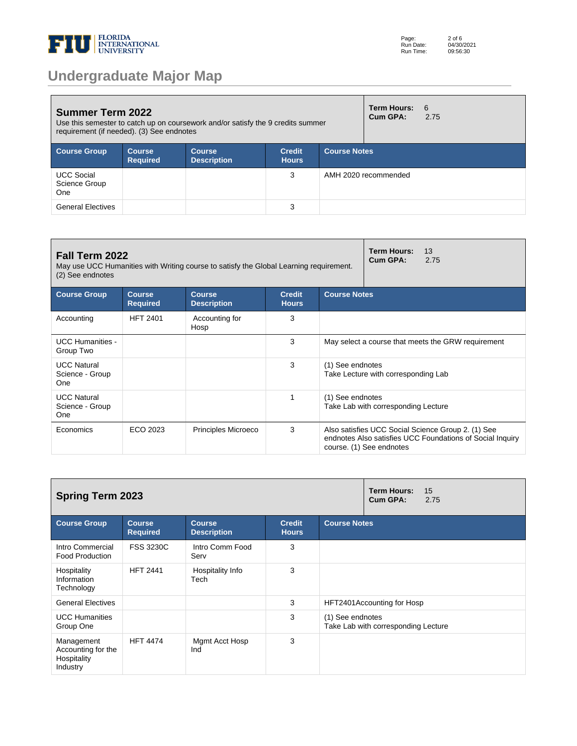# Undergraduate Major Map

## Summer Term 2022

Use this semester to catch up on coursework and/or satisfy the 9 credits summer requirement (if needed). (3) See endnotes

**Term Hours:** 6
**Cum GPA:** 2.75

| Course Group | Course Required | Course Description | Credit Hours | Course Notes |
|---|---|---|---|---|
| UCC Social Science Group One | | | 3 | AMH 2020 recommended |
| General Electives | | | 3 | |

## Fall Term 2022

May use UCC Humanities with Writing course to satisfy the Global Learning requirement. (2) See endnotes

**Term Hours:** 13
**Cum GPA:** 2.75

| Course Group | Course Required | Course Description | Credit Hours | Course Notes |
|---|---|---|---|---|
| Accounting | HFT 2401 | Accounting for Hosp | 3 | |
| UCC Humanities - Group Two | | | 3 | May select a course that meets the GRW requirement |
| UCC Natural Science - Group One | | | 3 | (1) See endnotes<br>Take Lecture with corresponding Lab |
| UCC Natural Science - Group One | | | 1 | (1) See endnotes<br>Take Lab with corresponding Lecture |
| Economics | ECO 2023 | Principles Microeco | 3 | Also satisfies UCC Social Science Group 2. (1) See endnotes Also satisfies UCC Foundations of Social Inquiry course. (1) See endnotes |

## Spring Term 2023

**Term Hours:** 15
**Cum GPA:** 2.75

| Course Group | Course Required | Course Description | Credit Hours | Course Notes |
|---|---|---|---|---|
| Intro Commercial Food Production | FSS 3230C | Intro Comm Food Serv | 3 | |
| Hospitality Information Technology | HFT 2441 | Hospitality Info Tech | 3 | |
| General Electives | | | 3 | HFT2401Accounting for Hosp |
| UCC Humanities Group One | | | 3 | (1) See endnotes<br>Take Lab with corresponding Lecture |
| Management Accounting for the Hospitality Industry | HFT 4474 | Mgmt Acct Hosp Ind | 3 | |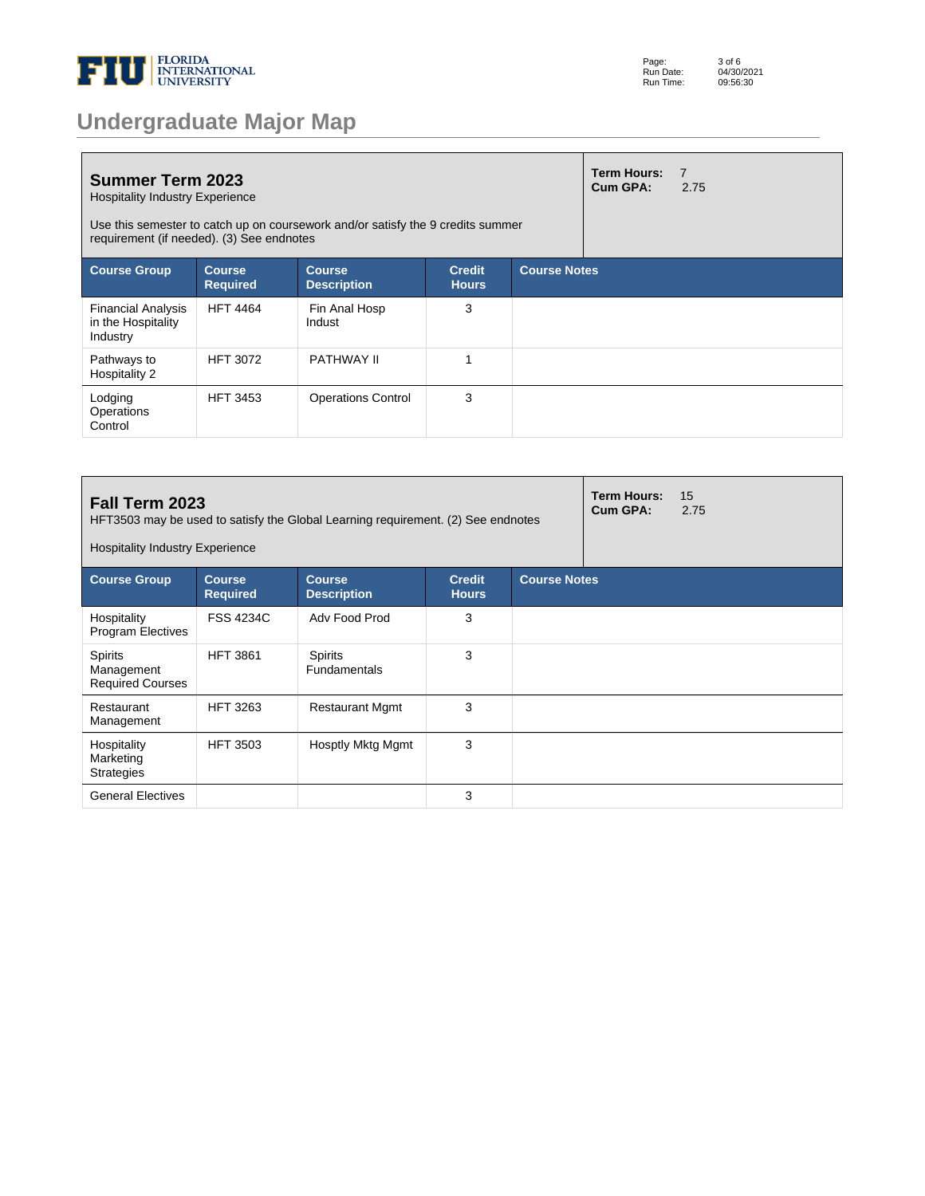# Undergraduate Major Map

## Summer Term 2023

Hospitality Industry Experience

Use this semester to catch up on coursework and/or satisfy the 9 credits summer requirement (if needed). (3) See endnotes

**Term Hours:** 7
**Cum GPA:** 2.75

| Course Group | Course Required | Course Description | Credit Hours | Course Notes |
|---|---|---|---|---|
| Financial Analysis in the Hospitality Industry | HFT 4464 | Fin Anal Hosp Indust | 3 | |
| Pathways to Hospitality 2 | HFT 3072 | PATHWAY II | 1 | |
| Lodging Operations Control | HFT 3453 | Operations Control | 3 | |

## Fall Term 2023

HFT3503 may be used to satisfy the Global Learning requirement. (2) See endnotes

Hospitality Industry Experience

**Term Hours:** 15
**Cum GPA:** 2.75

| Course Group | Course Required | Course Description | Credit Hours | Course Notes |
|---|---|---|---|---|
| Hospitality Program Electives | FSS 4234C | Adv Food Prod | 3 | |
| Spirits Management Required Courses | HFT 3861 | Spirits Fundamentals | 3 | |
| Restaurant Management | HFT 3263 | Restaurant Mgmt | 3 | |
| Hospitality Marketing Strategies | HFT 3503 | Hosptly Mktg Mgmt | 3 | |
| General Electives | | | 3 | |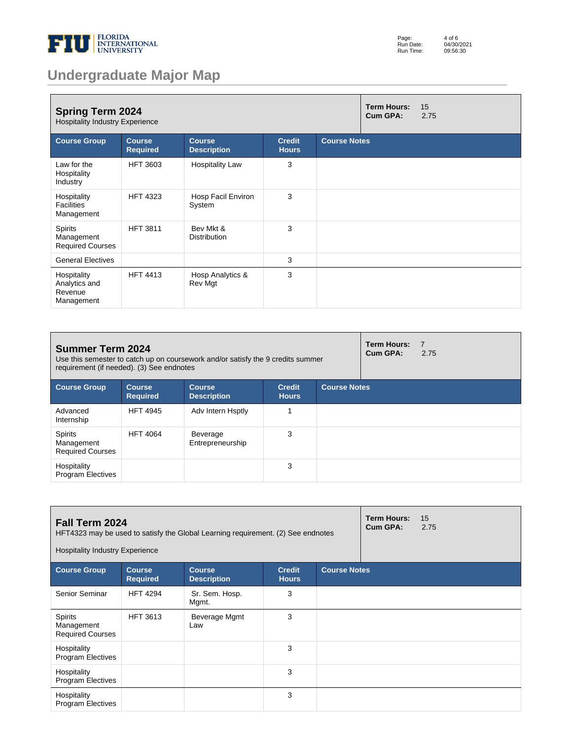# Undergraduate Major Map

## Spring Term 2024

Hospitality Industry Experience

**Term Hours:** 15
**Cum GPA:** 2.75

| Course Group | Course Required | Course Description | Credit Hours | Course Notes |
|---|---|---|---|---|
| Law for the Hospitality Industry | HFT 3603 | Hospitality Law | 3 | |
| Hospitality Facilities Management | HFT 4323 | Hosp Facil Environ System | 3 | |
| Spirits Management Required Courses | HFT 3811 | Bev Mkt & Distribution | 3 | |
| General Electives | | | 3 | |
| Hospitality Analytics and Revenue Management | HFT 4413 | Hosp Analytics & Rev Mgt | 3 | |

## Summer Term 2024

Use this semester to catch up on coursework and/or satisfy the 9 credits summer requirement (if needed). (3) See endnotes

**Term Hours:** 7
**Cum GPA:** 2.75

| Course Group | Course Required | Course Description | Credit Hours | Course Notes |
|---|---|---|---|---|
| Advanced Internship | HFT 4945 | Adv Intern Hsptly | 1 | |
| Spirits Management Required Courses | HFT 4064 | Beverage Entrepreneurship | 3 | |
| Hospitality Program Electives | | | 3 | |

## Fall Term 2024

HFT4323 may be used to satisfy the Global Learning requirement. (2) See endnotes

Hospitality Industry Experience

**Term Hours:** 15
**Cum GPA:** 2.75

| Course Group | Course Required | Course Description | Credit Hours | Course Notes |
|---|---|---|---|---|
| Senior Seminar | HFT 4294 | Sr. Sem. Hosp. Mgmt. | 3 | |
| Spirits Management Required Courses | HFT 3613 | Beverage Mgmt Law | 3 | |
| Hospitality Program Electives | | | 3 | |
| Hospitality Program Electives | | | 3 | |
| Hospitality Program Electives | | | 3 | |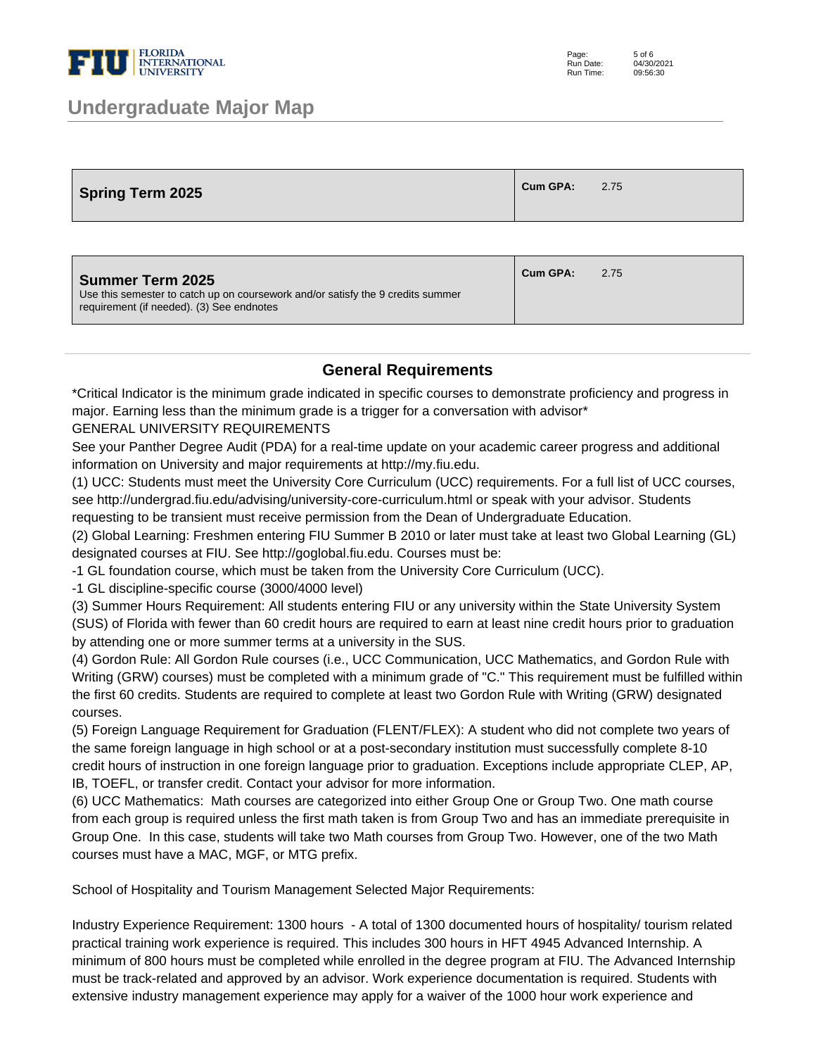## Undergraduate Major Map

| Spring Term 2025 | Cum GPA: 2.75 |
|---|---|

| Summer Term 2025<br>Use this semester to catch up on coursework and/or satisfy the 9 credits summer requirement (if needed). (3) See endnotes | Cum GPA: 2.75 |
|---|---|

### General Requirements

*Critical Indicator is the minimum grade indicated in specific courses to demonstrate proficiency and progress in major. Earning less than the minimum grade is a trigger for a conversation with advisor*

GENERAL UNIVERSITY REQUIREMENTS

See your Panther Degree Audit (PDA) for a real-time update on your academic career progress and additional information on University and major requirements at http://my.fiu.edu.

(1) UCC: Students must meet the University Core Curriculum (UCC) requirements. For a full list of UCC courses, see http://undergrad.fiu.edu/advising/university-core-curriculum.html or speak with your advisor. Students requesting to be transient must receive permission from the Dean of Undergraduate Education.

(2) Global Learning: Freshmen entering FIU Summer B 2010 or later must take at least two Global Learning (GL) designated courses at FIU. See http://goglobal.fiu.edu. Courses must be:

-1 GL foundation course, which must be taken from the University Core Curriculum (UCC).

-1 GL discipline-specific course (3000/4000 level)

(3) Summer Hours Requirement: All students entering FIU or any university within the State University System (SUS) of Florida with fewer than 60 credit hours are required to earn at least nine credit hours prior to graduation by attending one or more summer terms at a university in the SUS.

(4) Gordon Rule: All Gordon Rule courses (i.e., UCC Communication, UCC Mathematics, and Gordon Rule with Writing (GRW) courses) must be completed with a minimum grade of "C." This requirement must be fulfilled within the first 60 credits. Students are required to complete at least two Gordon Rule with Writing (GRW) designated courses.

(5) Foreign Language Requirement for Graduation (FLENT/FLEX): A student who did not complete two years of the same foreign language in high school or at a post-secondary institution must successfully complete 8-10 credit hours of instruction in one foreign language prior to graduation. Exceptions include appropriate CLEP, AP, IB, TOEFL, or transfer credit. Contact your advisor for more information.

(6) UCC Mathematics: Math courses are categorized into either Group One or Group Two. One math course from each group is required unless the first math taken is from Group Two and has an immediate prerequisite in Group One. In this case, students will take two Math courses from Group Two. However, one of the two Math courses must have a MAC, MGF, or MTG prefix.

School of Hospitality and Tourism Management Selected Major Requirements:

Industry Experience Requirement: 1300 hours - A total of 1300 documented hours of hospitality/ tourism related practical training work experience is required. This includes 300 hours in HFT 4945 Advanced Internship. A minimum of 800 hours must be completed while enrolled in the degree program at FIU. The Advanced Internship must be track-related and approved by an advisor. Work experience documentation is required. Students with extensive industry management experience may apply for a waiver of the 1000 hour work experience and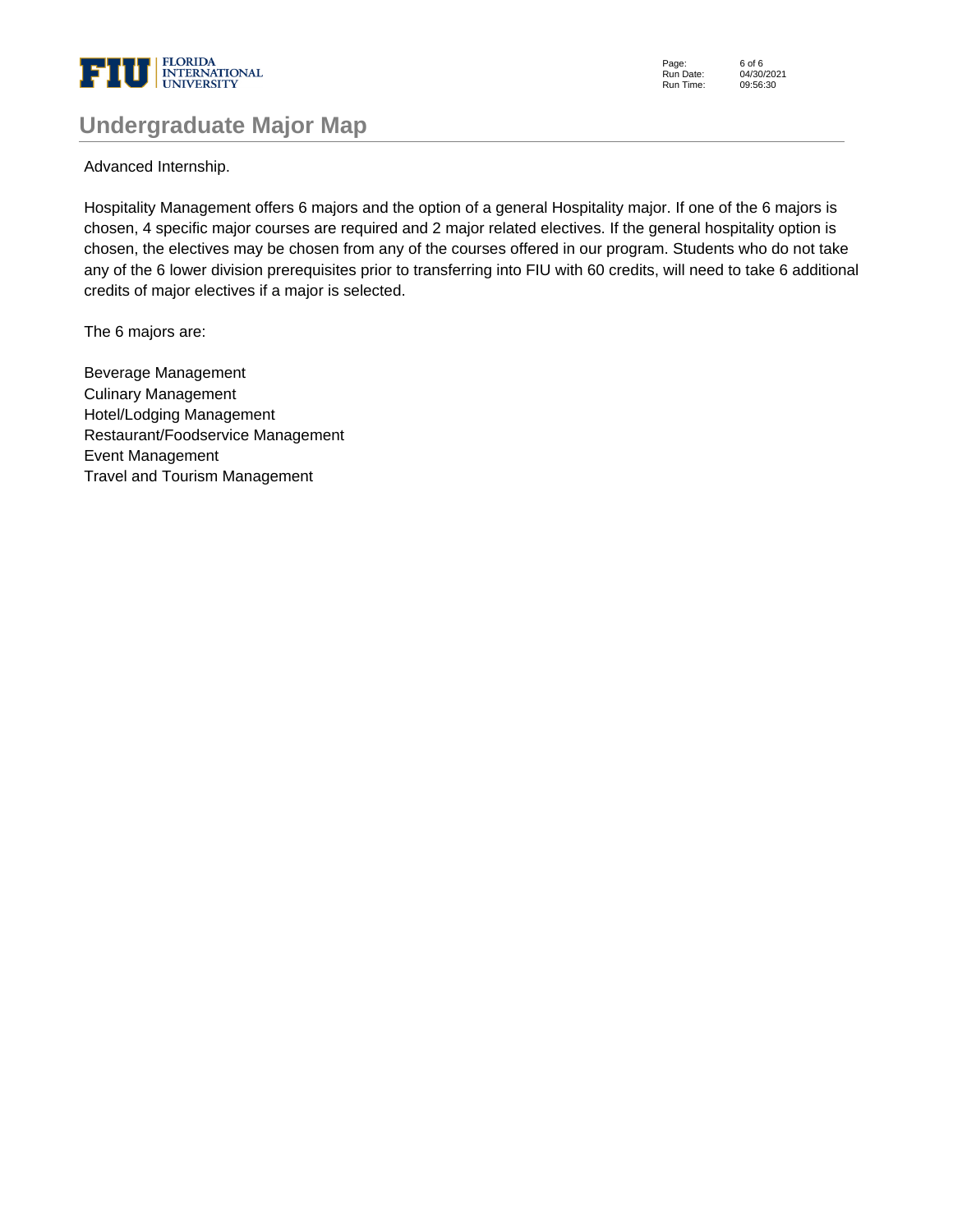# Undergraduate Major Map

Advanced Internship.

Hospitality Management offers 6 majors and the option of a general Hospitality major. If one of the 6 majors is chosen, 4 specific major courses are required and 2 major related electives. If the general hospitality option is chosen, the electives may be chosen from any of the courses offered in our program. Students who do not take any of the 6 lower division prerequisites prior to transferring into FIU with 60 credits, will need to take 6 additional credits of major electives if a major is selected.

The 6 majors are:

Beverage Management
Culinary Management
Hotel/Lodging Management
Restaurant/Foodservice Management
Event Management
Travel and Tourism Management